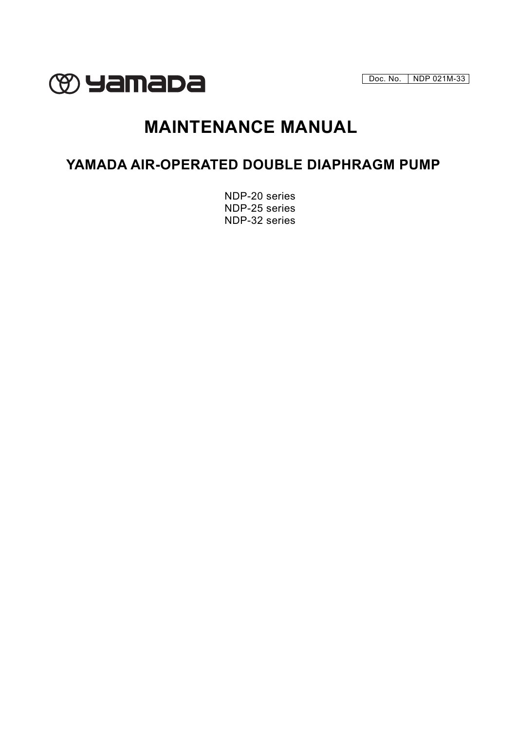yamada

| Doc. No. | NDP 021M-33 |
|---|---|

# MAINTENANCE MANUAL

## YAMADA AIR-OPERATED DOUBLE DIAPHRAGM PUMP

NDP-20 series
NDP-25 series
NDP-32 series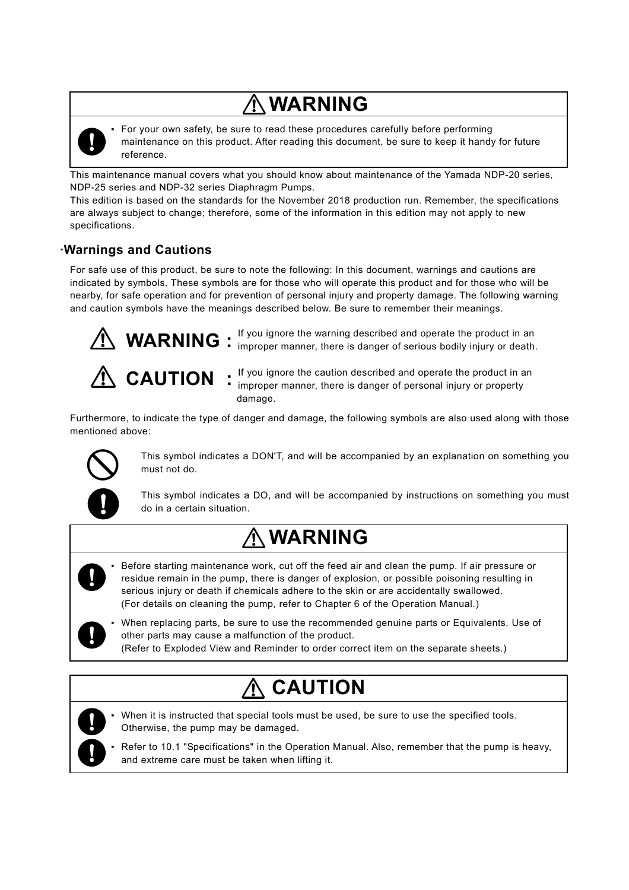## ⚠ WARNING

- For your own safety, be sure to read these procedures carefully before performing maintenance on this product. After reading this document, be sure to keep it handy for future reference.

This maintenance manual covers what you should know about maintenance of the Yamada NDP-20 series, NDP-25 series and NDP-32 series Diaphragm Pumps.

This edition is based on the standards for the November 2018 production run. Remember, the specifications are always subject to change; therefore, some of the information in this edition may not apply to new specifications.

### ·Warnings and Cautions

For safe use of this product, be sure to note the following: In this document, warnings and cautions are indicated by symbols. These symbols are for those who will operate this product and for those who will be nearby, for safe operation and for prevention of personal injury and property damage. The following warning and caution symbols have the meanings described below. Be sure to remember their meanings.

**⚠ WARNING :** If you ignore the warning described and operate the product in an improper manner, there is danger of serious bodily injury or death.

**⚠ CAUTION :** If you ignore the caution described and operate the product in an improper manner, there is danger of personal injury or property damage.

Furthermore, to indicate the type of danger and damage, the following symbols are also used along with those mentioned above:

This symbol indicates a DON'T, and will be accompanied by an explanation on something you must not do.

This symbol indicates a DO, and will be accompanied by instructions on something you must do in a certain situation.

## ⚠ WARNING

- Before starting maintenance work, cut off the feed air and clean the pump. If air pressure or residue remain in the pump, there is danger of explosion, or possible poisoning resulting in serious injury or death if chemicals adhere to the skin or are accidentally swallowed.
  (For details on cleaning the pump, refer to Chapter 6 of the Operation Manual.)
- When replacing parts, be sure to use the recommended genuine parts or Equivalents. Use of other parts may cause a malfunction of the product.
  (Refer to Exploded View and Reminder to order correct item on the separate sheets.)

## ⚠ CAUTION

- When it is instructed that special tools must be used, be sure to use the specified tools. Otherwise, the pump may be damaged.
- Refer to 10.1 "Specifications" in the Operation Manual. Also, remember that the pump is heavy, and extreme care must be taken when lifting it.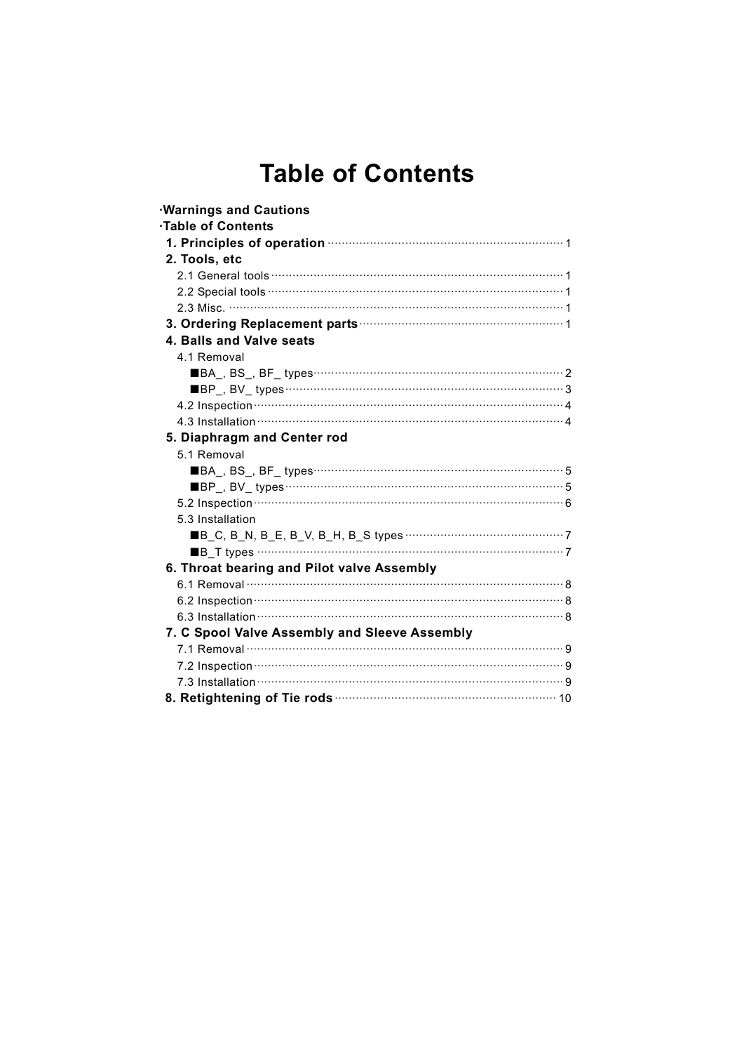# Table of Contents

**·Warnings and Cautions**

**·Table of Contents**

**1. Principles of operation** ..... 1

**2. Tools, etc**

- 2.1 General tools ..... 1
- 2.2 Special tools ..... 1
- 2.3 Misc. ..... 1

**3. Ordering Replacement parts** ..... 1

**4. Balls and Valve seats**

- 4.1 Removal
  - ■BA_, BS_, BF_ types ..... 2
  - ■BP_, BV_ types ..... 3
- 4.2 Inspection ..... 4
- 4.3 Installation ..... 4

**5. Diaphragm and Center rod**

- 5.1 Removal
  - ■BA_, BS_, BF_ types ..... 5
  - ■BP_, BV_ types ..... 5
- 5.2 Inspection ..... 6
- 5.3 Installation
  - ■B_C, B_N, B_E, B_V, B_H, B_S types ..... 7
  - ■B_T types ..... 7

**6. Throat bearing and Pilot valve Assembly**

- 6.1 Removal ..... 8
- 6.2 Inspection ..... 8
- 6.3 Installation ..... 8

**7. C Spool Valve Assembly and Sleeve Assembly**

- 7.1 Removal ..... 9
- 7.2 Inspection ..... 9
- 7.3 Installation ..... 9

**8. Retightening of Tie rods** ..... 10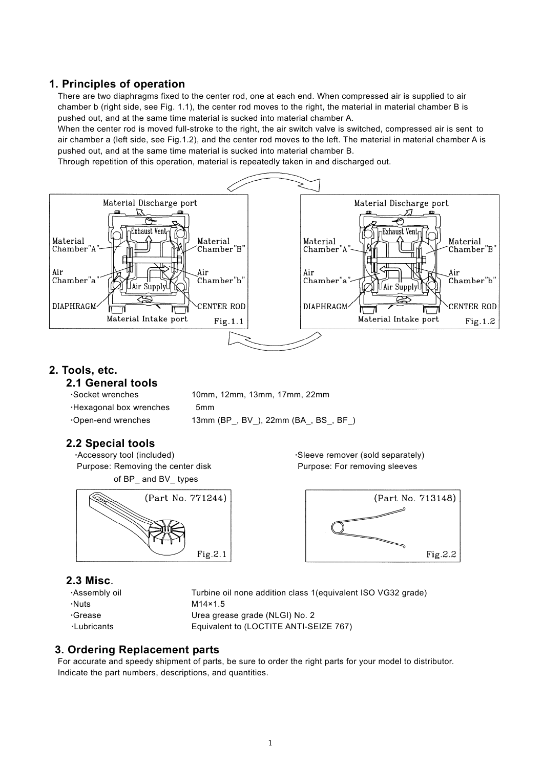## 1. Principles of operation

There are two diaphragms fixed to the center rod, one at each end. When compressed air is supplied to air chamber b (right side, see Fig. 1.1), the center rod moves to the right, the material in material chamber B is pushed out, and at the same time material is sucked into material chamber A.

When the center rod is moved full-stroke to the right, the air switch valve is switched, compressed air is sent to air chamber a (left side, see Fig.1.2), and the center rod moves to the left. The material in material chamber A is pushed out, and at the same time material is sucked into material chamber B.

Through repetition of this operation, material is repeatedly taken in and discharged out.

Fig.1.1

Fig.1.2

## 2. Tools, etc.

### 2.1 General tools

| | |
|---|---|
| ·Socket wrenches | 10mm, 12mm, 13mm, 17mm, 22mm |
| ·Hexagonal box wrenches | 5mm |
| ·Open-end wrenches | 13mm (BP_, BV_), 22mm (BA_, BS_, BF_) |

### 2.2 Special tools

·Accessory tool (included)
Purpose: Removing the center disk of BP_ and BV_ types

(Part No. 771244)

Fig.2.1

·Sleeve remover (sold separately)
Purpose: For removing sleeves

(Part No. 713148)

Fig.2.2

### 2.3 Misc.

| | |
|---|---|
| ·Assembly oil | Turbine oil none addition class 1(equivalent ISO VG32 grade) |
| ·Nuts | M14×1.5 |
| ·Grease | Urea grease grade (NLGI) No. 2 |
| ·Lubricants | Equivalent to (LOCTITE ANTI-SEIZE 767) |

## 3. Ordering Replacement parts

For accurate and speedy shipment of parts, be sure to order the right parts for your model to distributor. Indicate the part numbers, descriptions, and quantities.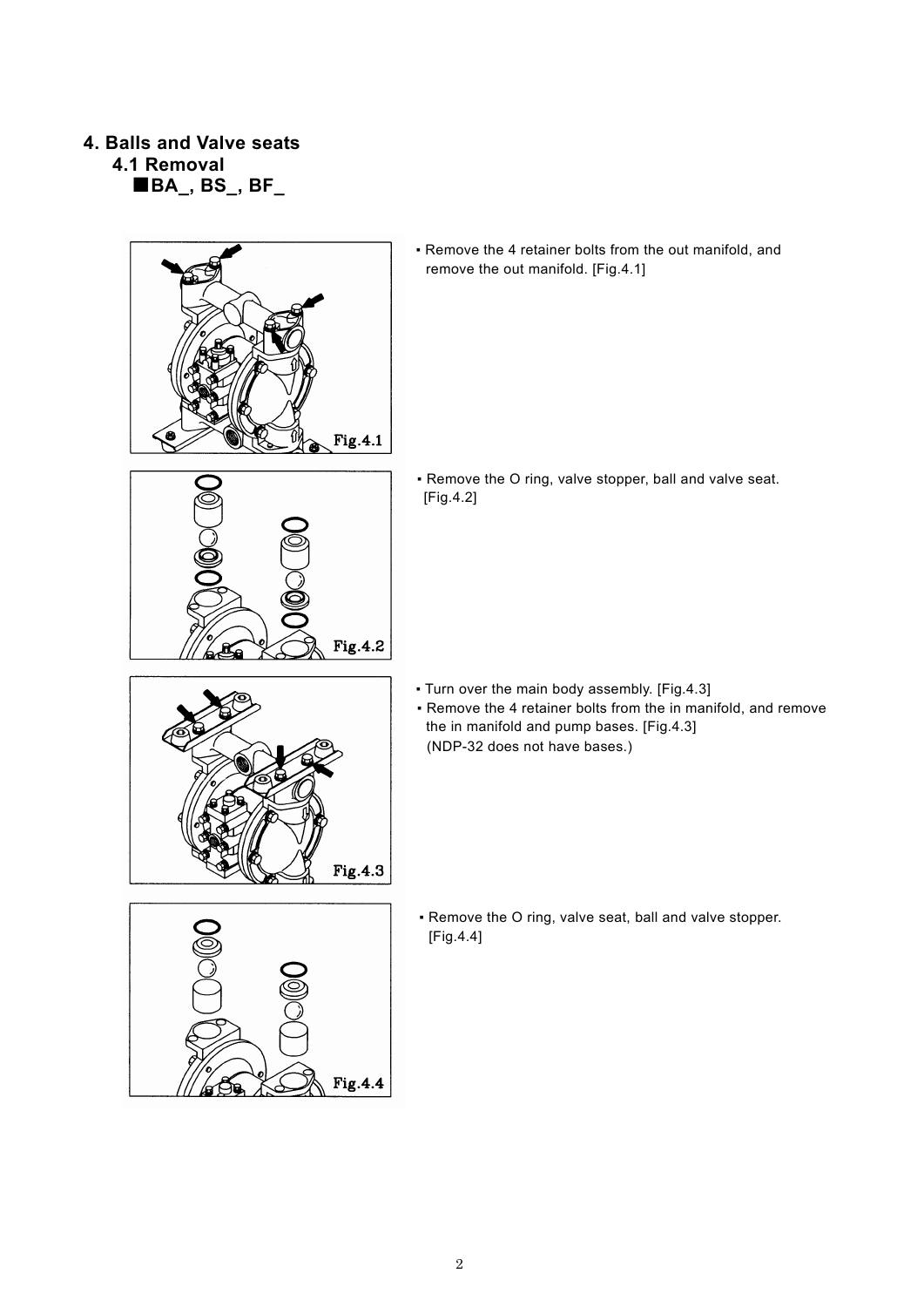# 4. Balls and Valve seats

## 4.1 Removal

### ■BA_, BS_, BF_

Fig.4.1

- Remove the 4 retainer bolts from the out manifold, and remove the out manifold. [Fig.4.1]

Fig.4.2

- Remove the O ring, valve stopper, ball and valve seat. [Fig.4.2]

Fig.4.3

- Turn over the main body assembly. [Fig.4.3]
- Remove the 4 retainer bolts from the the in manifold, and remove the in manifold and pump bases. [Fig.4.3] (NDP-32 does not have bases.)

Fig.4.4

- Remove the O ring, valve seat, ball and valve stopper. [Fig.4.4]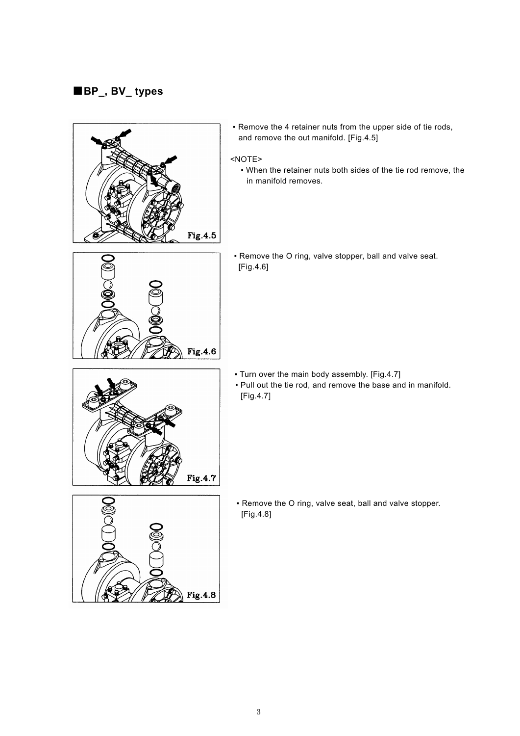## ■BP_, BV_ types

Fig.4.5

- Remove the 4 retainer nuts from the upper side of tie rods, and remove the out manifold. [Fig.4.5]

<NOTE>

- When the retainer nuts both sides of the tie rod remove, the in manifold removes.

Fig.4.6

- Remove the O ring, valve stopper, ball and valve seat. [Fig.4.6]

Fig.4.7

- Turn over the main body assembly. [Fig.4.7]
- Pull out the tie rod, and remove the base and in manifold. [Fig.4.7]

Fig.4.8

- Remove the O ring, valve seat, ball and valve stopper. [Fig.4.8]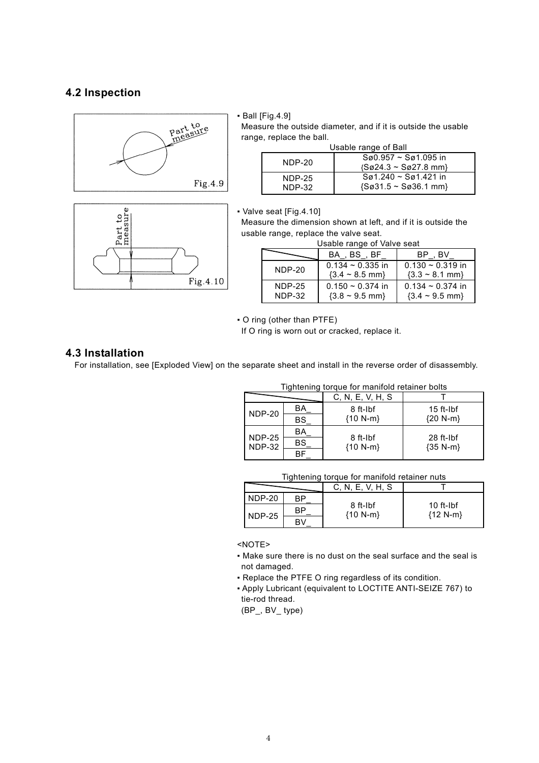## 4.2 Inspection

Part to measure

Fig.4.9

- Ball [Fig.4.9]
  Measure the outside diameter, and if it is outside the usable range, replace the ball.

Usable range of Ball

| | |
|---|---|
| NDP-20 | Sø0.957 ~ Sø1.095 in {Sø24.3 ~ Sø27.8 mm} |
| NDP-25 NDP-32 | Sø1.240 ~ Sø1.421 in {Sø31.5 ~ Sø36.1 mm} |

Part to measure

Fig.4.10

- Valve seat [Fig.4.10]
  Measure the dimension shown at left, and if it is outside the usable range, replace the valve seat.

Usable range of Valve seat

| | BA_, BS_, BF_ | BP_, BV_ |
|---|---|---|
| NDP-20 | 0.134 ~ 0.335 in {3.4 ~ 8.5 mm} | 0.130 ~ 0.319 in {3.3 ~ 8.1 mm} |
| NDP-25 NDP-32 | 0.150 ~ 0.374 in {3.8 ~ 9.5 mm} | 0.134 ~ 0.374 in {3.4 ~ 9.5 mm} |

- O ring (other than PTFE)
  If O ring is worn out or cracked, replace it.

## 4.3 Installation

For installation, see [Exploded View] on the separate sheet and install in the reverse order of disassembly.

Tightening torque for manifold retainer bolts

| | | C, N, E, V, H, S | T |
|---|---|---|---|
| NDP-20 | BA_ | 8 ft-lbf {10 N-m} | 15 ft-lbf {20 N-m} |
| | BS_ | | |
| NDP-25 NDP-32 | BA_ | 8 ft-lbf {10 N-m} | 28 ft-lbf {35 N-m} |
| | BS_ | | |
| | BF_ | | |

Tightening torque for manifold retainer nuts

| | | C, N, E, V, H, S | T |
|---|---|---|---|
| NDP-20 | BP_ | 8 ft-lbf {10 N-m} | 10 ft-lbf {12 N-m} |
| NDP-25 | BP_ | | |
| | BV_ | | |

<NOTE>

- Make sure there is no dust on the seal surface and the seal is not damaged.
- Replace the PTFE O ring regardless of its condition.
- Apply Lubricant (equivalent to LOCTITE ANTI-SEIZE 767) to tie-rod thread.
  (BP_, BV_ type)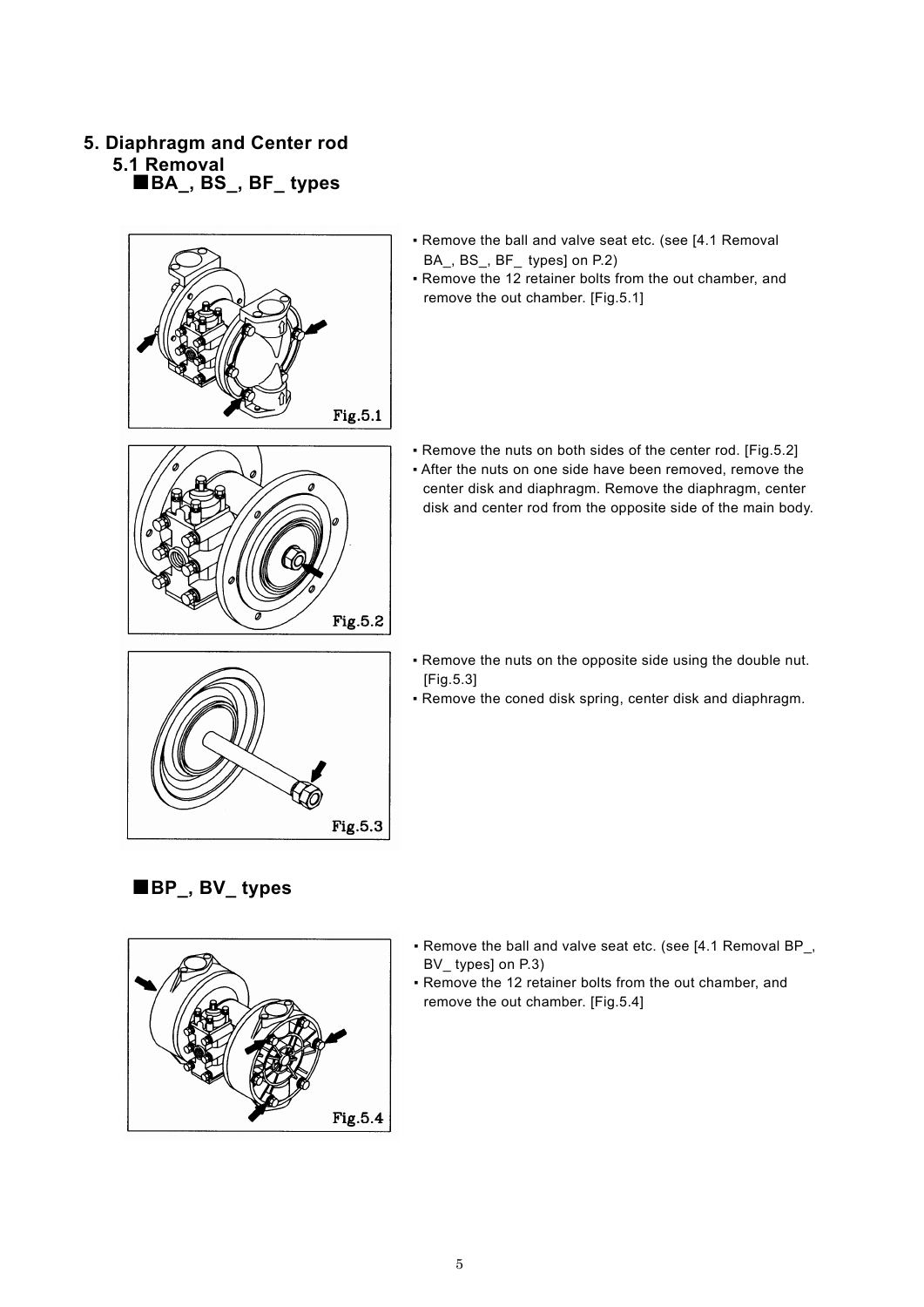# 5. Diaphragm and Center rod

## 5.1 Removal

### ■BA_, BS_, BF_ types

- Remove the ball and valve seat etc. (see [4.1 Removal BA_, BS_, BF_ types] on P.2)
- Remove the 12 retainer bolts from the out chamber, and remove the out chamber. [Fig.5.1]

Fig.5.1

- Remove the nuts on both sides of the center rod. [Fig.5.2]
- After the nuts on one side have been removed, remove the center disk and diaphragm. Remove the diaphragm, center disk and center rod from the opposite side of the main body.

Fig.5.2

- Remove the nuts on the opposite side using the double nut. [Fig.5.3]
- Remove the coned disk spring, center disk and diaphragm.

Fig.5.3

### ■BP_, BV_ types

- Remove the ball and valve seat etc. (see [4.1 Removal BP_, BV_ types] on P.3)
- Remove the 12 retainer bolts from the out chamber, and remove the out chamber. [Fig.5.4]

Fig.5.4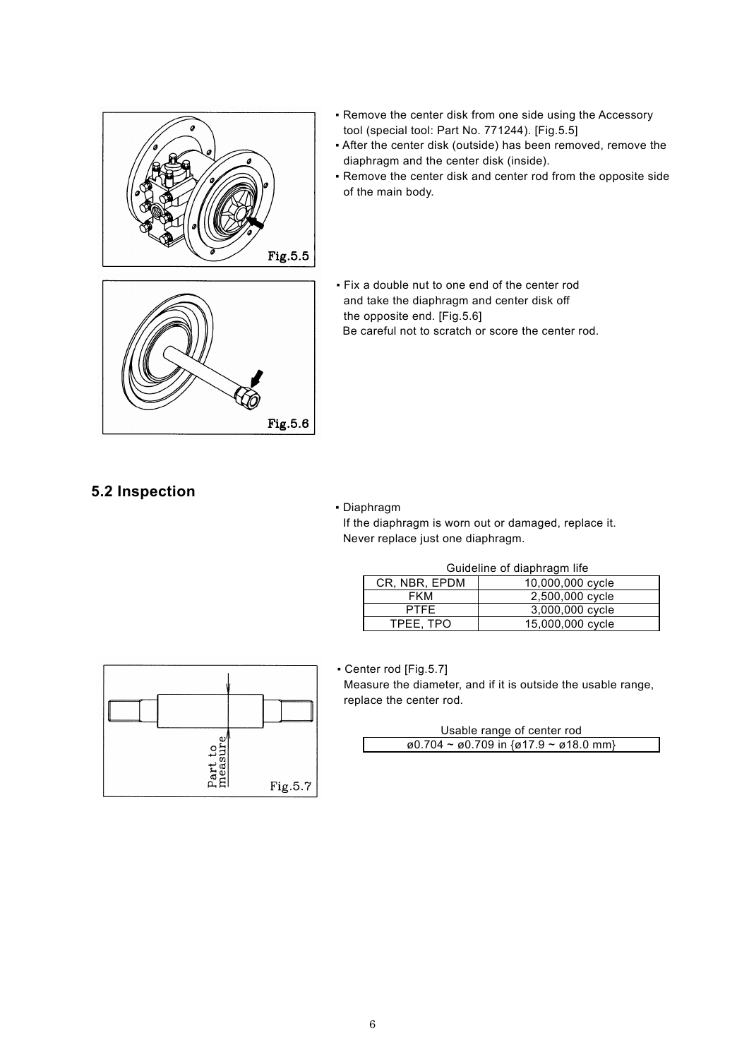- Remove the center disk from one side using the Accessory tool (special tool: Part No. 771244). [Fig.5.5]
- After the center disk (outside) has been removed, remove the diaphragm and the center disk (inside).
- Remove the center disk and center rod from the opposite side of the main body.

Fig.5.5

- Fix a double nut to one end of the center rod and take the diaphragm and center disk off the opposite end. [Fig.5.6]
  Be careful not to scratch or score the center rod.

Fig.5.6

## 5.2 Inspection

- Diaphragm
  If the diaphragm is worn out or damaged, replace it.
  Never replace just one diaphragm.

Guideline of diaphragm life

| | |
|---|---|
| CR, NBR, EPDM | 10,000,000 cycle |
| FKM | 2,500,000 cycle |
| PTFE | 3,000,000 cycle |
| TPEE, TPO | 15,000,000 cycle |

- Center rod [Fig.5.7]
  Measure the diameter, and if it is outside the usable range, replace the center rod.

Usable range of center rod

| |
|---|
| ø0.704 ~ ø0.709 in {ø17.9 ~ ø18.0 mm} |

Part to measure

Fig.5.7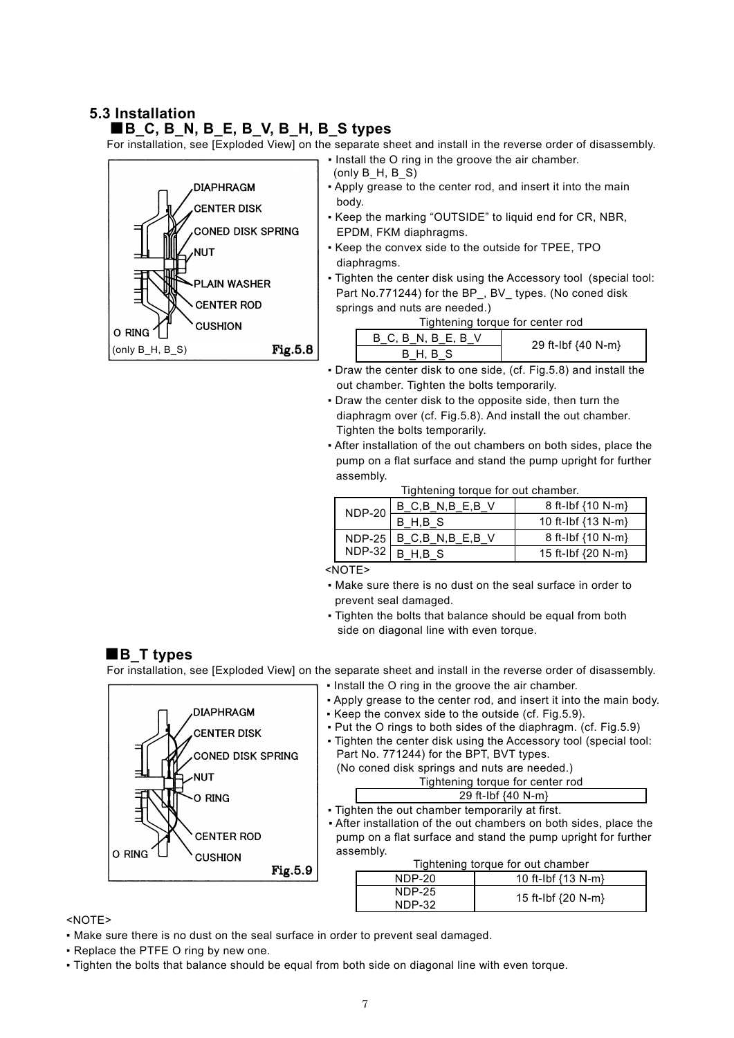## 5.3 Installation

### ■B_C, B_N, B_E, B_V, B_H, B_S types

For installation, see [Exploded View] on the separate sheet and install in the reverse order of disassembly.

DIAPHRAGM
CENTER DISK
CONED DISK SPRING
NUT
PLAIN WASHER
CENTER ROD
CUSHION
O RING
(only B_H, B_S)

Fig.5.8

- Install the O ring in the groove the air chamber. (only B_H, B_S)
- Apply grease to the center rod, and insert it into the main body.
- Keep the marking "OUTSIDE" to liquid end for CR, NBR, EPDM, FKM diaphragms.
- Keep the convex side to the outside for TPEE, TPO diaphragms.
- Tighten the center disk using the Accessory tool (special tool: Part No.771244) for the BP_, BV_ types. (No coned disk springs and nuts are needed.)

Tightening torque for center rod

| | |
|---|---|
| B_C, B_N, B_E, B_V | 29 ft-lbf {40 N-m} |
| B_H, B_S | |

- Draw the center disk to one side, (cf. Fig.5.8) and install the out chamber. Tighten the bolts temporarily.
- Draw the center disk to the opposite side, then turn the diaphragm over (cf. Fig.5.8). And install the out chamber. Tighten the bolts temporarily.
- After installation of the out chambers on both sides, place the pump on a flat surface and stand the pump upright for further assembly.

Tightening torque for out chamber.

| | | |
|---|---|---|
| NDP-20 | B_C,B_N,B_E,B_V | 8 ft-lbf {10 N-m} |
| | B_H,B_S | 10 ft-lbf {13 N-m} |
| NDP-25 NDP-32 | B_C,B_N,B_E,B_V | 8 ft-lbf {10 N-m} |
| | B_H,B_S | 15 ft-lbf {20 N-m} |

<NOTE>

- Make sure there is no dust on the seal surface in order to prevent seal damaged.
- Tighten the bolts that balance should be equal from both side on diagonal line with even torque.

### ■B_T types

For installation, see [Exploded View] on the separate sheet and install in the reverse order of disassembly.

DIAPHRAGM
CENTER DISK
CONED DISK SPRING
NUT
O RING
CENTER ROD
O RING
CUSHION

Fig.5.9

- Install the O ring in the groove the air chamber.
- Apply grease to the center rod, and insert it into the main body.
- Keep the convex side to the outside (cf. Fig.5.9).
- Put the O rings to both sides of the diaphragm. (cf. Fig.5.9)
- Tighten the center disk using the Accessory tool (special tool: Part No. 771244) for the BPT, BVT types. (No coned disk springs and nuts are needed.)

| Tightening torque for center rod |
|---|
| 29 ft-lbf {40 N-m} |

- Tighten the out chamber temporarily at first.
- After installation of the out chambers on both sides, place the pump on a flat surface and stand the pump upright for further assembly.

Tightening torque for out chamber

| | |
|---|---|
| NDP-20 | 10 ft-lbf {13 N-m} |
| NDP-25 NDP-32 | 15 ft-lbf {20 N-m} |

<NOTE>

- Make sure there is no dust on the seal surface in order to prevent seal damaged.
- Replace the PTFE O ring by new one.
- Tighten the bolts that balance should be equal from both side on diagonal line with even torque.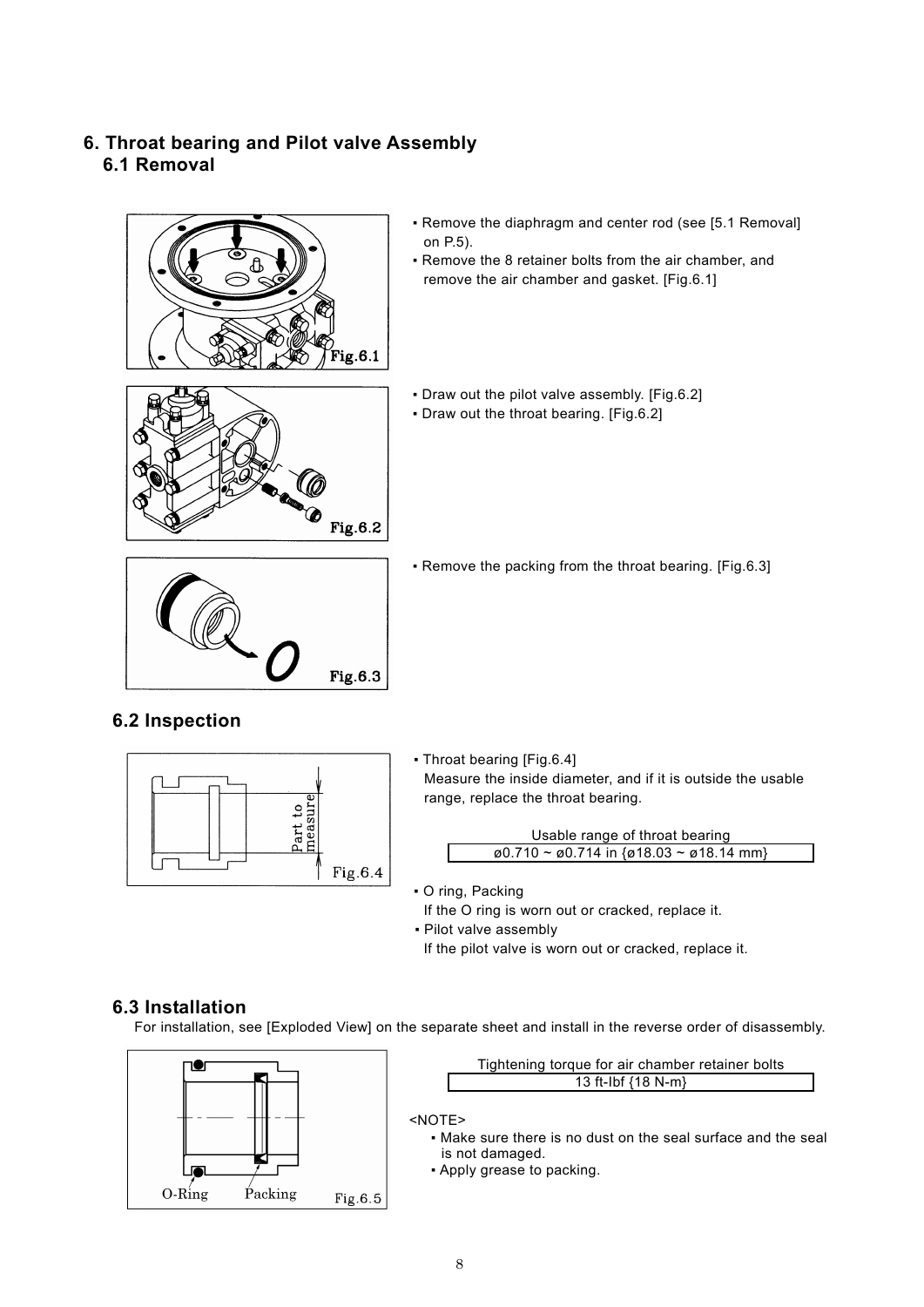## 6. Throat bearing and Pilot valve Assembly

### 6.1 Removal

- Remove the diaphragm and center rod (see [5.1 Removal] on P.5).
- Remove the 8 retainer bolts from the air chamber, and remove the air chamber and gasket. [Fig.6.1]

Fig.6.1

- Draw out the pilot valve assembly. [Fig.6.2]
- Draw out the throat bearing. [Fig.6.2]

Fig.6.2

- Remove the packing from the throat bearing. [Fig.6.3]

Fig.6.3

### 6.2 Inspection

- Throat bearing [Fig.6.4]
  Measure the inside diameter, and if it is outside the usable range, replace the throat bearing.

| Usable range of throat bearing |
|---|
| ø0.710 ~ ø0.714 in {ø18.03 ~ ø18.14 mm} |

Part to measure

Fig.6.4

- O ring, Packing
  If the O ring is worn out or cracked, replace it.
- Pilot valve assembly
  If the pilot valve is worn out or cracked, replace it.

### 6.3 Installation

For installation, see [Exploded View] on the separate sheet and install in the reverse order of disassembly.

| Tightening torque for air chamber retainer bolts |
|---|
| 13 ft-lbf {18 N-m} |

<NOTE>

- Make sure there is no dust on the seal surface and the seal is not damaged.
- Apply grease to packing.

O-Ring Packing

Fig.6.5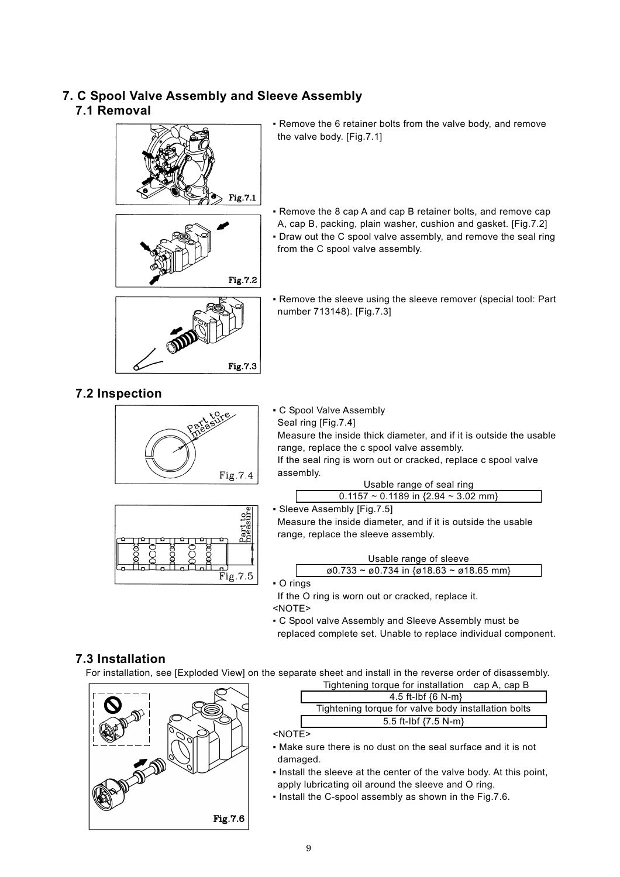# 7. C Spool Valve Assembly and Sleeve Assembly

## 7.1 Removal

Fig.7.1

- Remove the 6 retainer bolts from the valve body, and remove the valve body. [Fig.7.1]

Fig.7.2

- Remove the 8 cap A and cap B retainer bolts, and remove cap A, cap B, packing, plain washer, cushion and gasket. [Fig.7.2]
- Draw out the C spool valve assembly, and remove the seal ring from the C spool valve assembly.

Fig.7.3

- Remove the sleeve using the sleeve remover (special tool: Part number 713148). [Fig.7.3]

## 7.2 Inspection

Fig.7.4

- C Spool Valve Assembly
  Seal ring [Fig.7.4]
  Measure the inside thick diameter, and if it is outside the usable range, replace the c spool valve assembly.
  If the seal ring is worn out or cracked, replace c spool valve assembly.

| Usable range of seal ring |
|---|
| 0.1157 ~ 0.1189 in {2.94 ~ 3.02 mm} |

Fig.7.5

- Sleeve Assembly [Fig.7.5]
  Measure the inside diameter, and if it is outside the usable range, replace the sleeve assembly.

| Usable range of sleeve |
|---|
| ø0.733 ~ ø0.734 in {ø18.63 ~ ø18.65 mm} |

- O rings
  If the O ring is worn out or cracked, replace it.

<NOTE>

- C Spool valve Assembly and Sleeve Assembly must be replaced complete set. Unable to replace individual component.

## 7.3 Installation

For installation, see [Exploded View] on the separate sheet and install in the reverse order of disassembly.

| Tightening torque for installation cap A, cap B |
|---|
| 4.5 ft-lbf {6 N-m} |
| Tightening torque for valve body installation bolts |
| 5.5 ft-lbf {7.5 N-m} |

<NOTE>

- Make sure there is no dust on the seal surface and it is not damaged.
- Install the sleeve at the center of the valve body. At this point, apply lubricating oil around the sleeve and O ring.
- Install the C-spool assembly as shown in the Fig.7.6.

Fig.7.6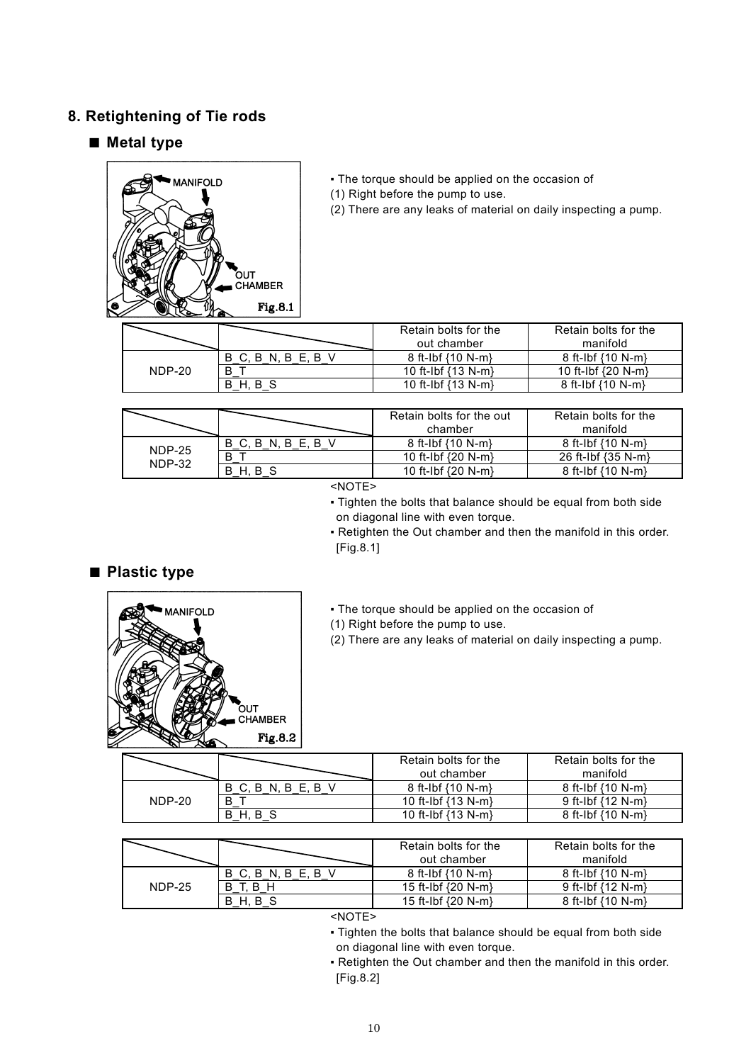## 8. Retightening of Tie rods

### ■ Metal type

MANIFOLD

OUT CHAMBER

Fig.8.1

- The torque should be applied on the occasion of
(1) Right before the pump to use.
(2) There are any leaks of material on daily inspecting a pump.

| | | Retain bolts for the out chamber | Retain bolts for the manifold |
|---|---|---|---|
| NDP-20 | B_C, B_N, B_E, B_V | 8 ft-lbf {10 N-m} | 8 ft-lbf {10 N-m} |
| | B_T | 10 ft-lbf {13 N-m} | 10 ft-lbf {20 N-m} |
| | B_H, B_S | 10 ft-lbf {13 N-m} | 8 ft-lbf {10 N-m} |

| | | Retain bolts for the out chamber | Retain bolts for the manifold |
|---|---|---|---|
| NDP-25 NDP-32 | B_C, B_N, B_E, B_V | 8 ft-lbf {10 N-m} | 8 ft-lbf {10 N-m} |
| | B_T | 10 ft-lbf {20 N-m} | 26 ft-lbf {35 N-m} |
| | B_H, B_S | 10 ft-lbf {20 N-m} | 8 ft-lbf {10 N-m} |

<NOTE>

- Tighten the bolts that balance should be equal from both side on diagonal line with even torque.
- Retighten the Out chamber and then the manifold in this order. [Fig.8.1]

### ■ Plastic type

MANIFOLD

OUT CHAMBER

Fig.8.2

- The torque should be applied on the occasion of
(1) Right before the pump to use.
(2) There are any leaks of material on daily inspecting a pump.

| | | Retain bolts for the out chamber | Retain bolts for the manifold |
|---|---|---|---|
| NDP-20 | B_C, B_N, B_E, B_V | 8 ft-lbf {10 N-m} | 8 ft-lbf {10 N-m} |
| | B_T | 10 ft-lbf {13 N-m} | 9 ft-lbf {12 N-m} |
| | B_H, B_S | 10 ft-lbf {13 N-m} | 8 ft-lbf {10 N-m} |

| | | Retain bolts for the out chamber | Retain bolts for the manifold |
|---|---|---|---|
| NDP-25 | B_C, B_N, B_E, B_V | 8 ft-lbf {10 N-m} | 8 ft-lbf {10 N-m} |
| | B_T, B_H | 15 ft-lbf {20 N-m} | 9 ft-lbf {12 N-m} |
| | B_H, B_S | 15 ft-lbf {20 N-m} | 8 ft-lbf {10 N-m} |

<NOTE>

- Tighten the bolts that balance should be equal from both side on diagonal line with even torque.
- Retighten the Out chamber and then the manifold in this order. [Fig.8.2]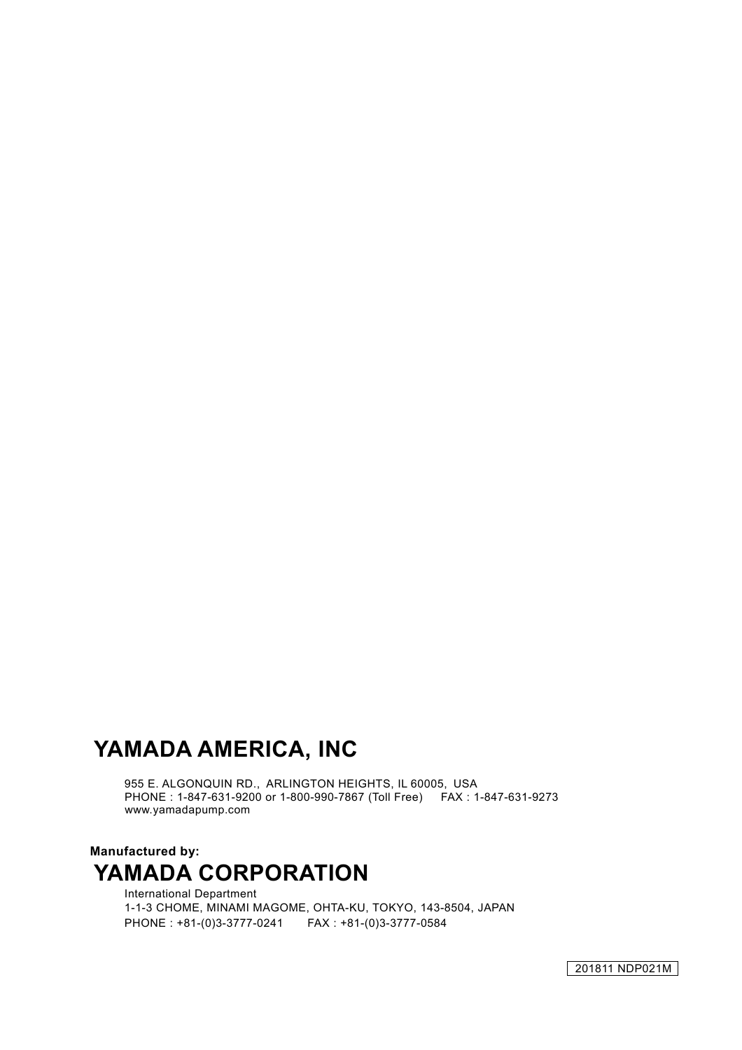## YAMADA AMERICA, INC

955 E. ALGONQUIN RD., ARLINGTON HEIGHTS, IL 60005, USA
PHONE : 1-847-631-9200 or 1-800-990-7867 (Toll Free) FAX : 1-847-631-9273
www.yamadapump.com

**Manufactured by:**

## YAMADA CORPORATION

International Department
1-1-3 CHOME, MINAMI MAGOME, OHTA-KU, TOKYO, 143-8504, JAPAN
PHONE : +81-(0)3-3777-0241 FAX : +81-(0)3-3777-0584

201811 NDP021M